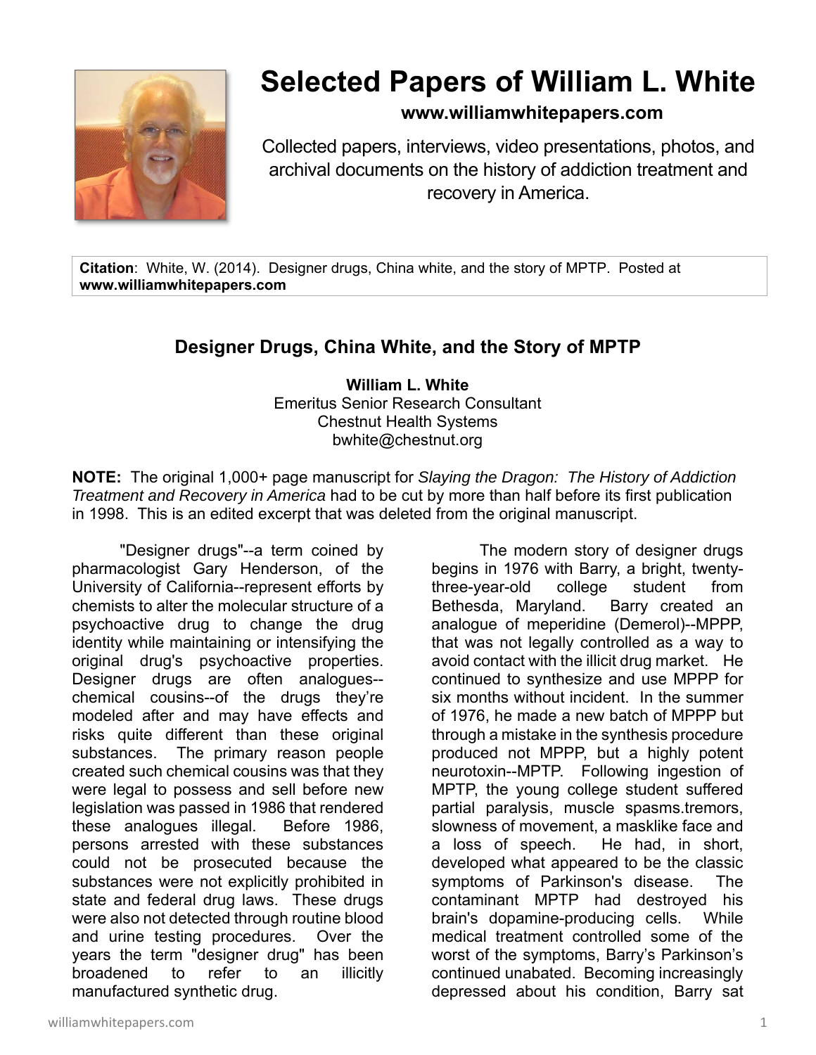# Selected Papers of William L. White

**www.williamwhitepapers.com**

Collected papers, interviews, video presentations, photos, and archival documents on the history of addiction treatment and recovery in America.

**Citation**: White, W. (2014). Designer drugs, China white, and the story of MPTP. Posted at **www.williamwhitepapers.com**

## Designer Drugs, China White, and the Story of MPTP

**William L. White**
Emeritus Senior Research Consultant
Chestnut Health Systems
bwhite@chestnut.org

**NOTE:** The original 1,000+ page manuscript for *Slaying the Dragon: The History of Addiction Treatment and Recovery in America* had to be cut by more than half before its first publication in 1998. This is an edited excerpt that was deleted from the original manuscript.

"Designer drugs"--a term coined by pharmacologist Gary Henderson, of the University of California--represent efforts by chemists to alter the molecular structure of a psychoactive drug to change the drug identity while maintaining or intensifying the original drug's psychoactive properties. Designer drugs are often analogues--chemical cousins--of the drugs they're modeled after and may have effects and risks quite different than these original substances. The primary reason people created such chemical cousins was that they were legal to possess and sell before new legislation was passed in 1986 that rendered these analogues illegal. Before 1986, persons arrested with these substances could not be prosecuted because the substances were not explicitly prohibited in state and federal drug laws. These drugs were also not detected through routine blood and urine testing procedures. Over the years the term "designer drug" has been broadened to refer to an illicitly manufactured synthetic drug.

The modern story of designer drugs begins in 1976 with Barry, a bright, twenty-three-year-old college student from Bethesda, Maryland. Barry created an analogue of meperidine (Demerol)--MPPP, that was not legally controlled as a way to avoid contact with the illicit drug market. He continued to synthesize and use MPPP for six months without incident. In the summer of 1976, he made a new batch of MPPP but through a mistake in the synthesis procedure produced not MPPP, but a highly potent neurotoxin--MPTP. Following ingestion of MPTP, the young college student suffered partial paralysis, muscle spasms.tremors, slowness of movement, a masklike face and a loss of speech. He had, in short, developed what appeared to be the classic symptoms of Parkinson's disease. The contaminant MPTP had destroyed his brain's dopamine-producing cells. While medical treatment controlled some of the worst of the symptoms, Barry's Parkinson's continued unabated. Becoming increasingly depressed about his condition, Barry sat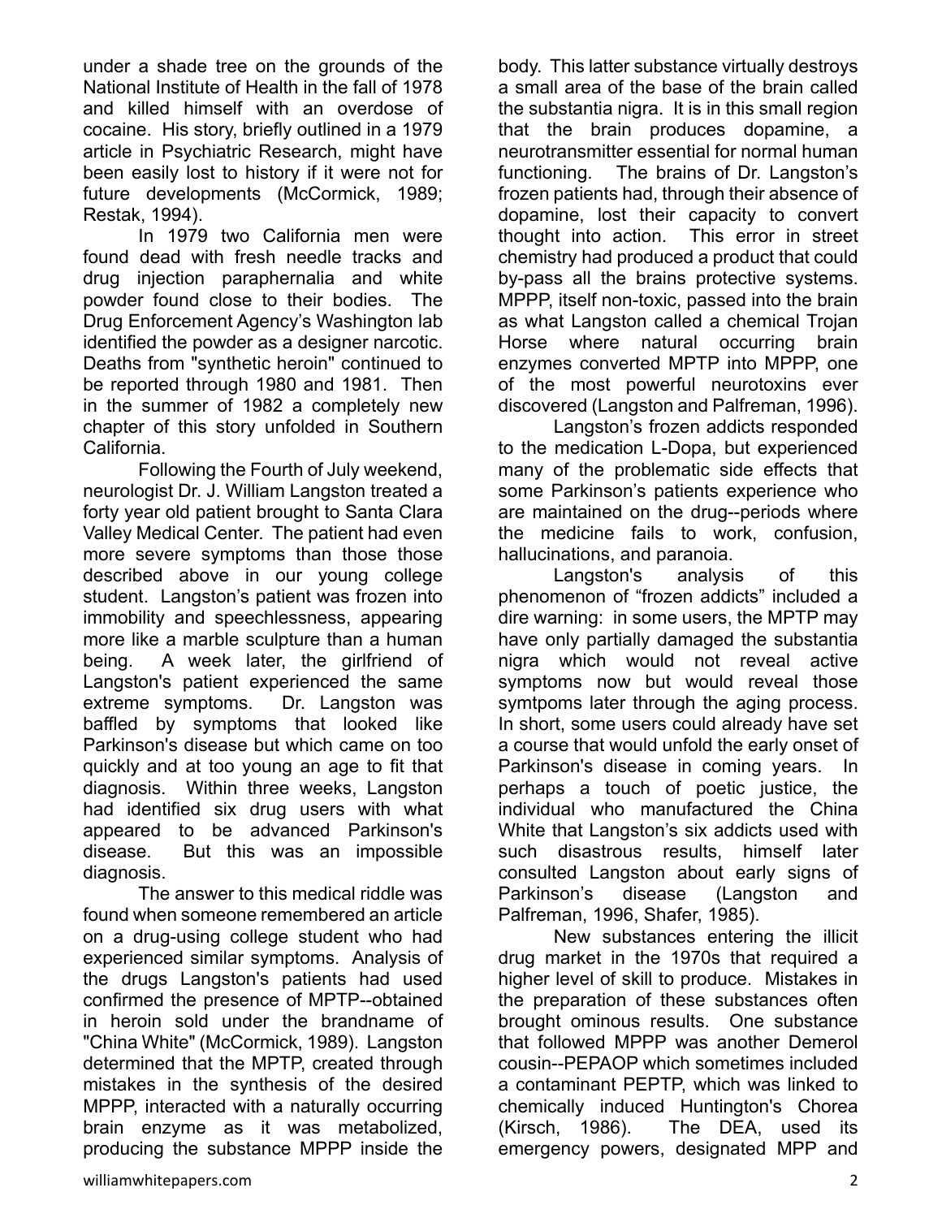under a shade tree on the grounds of the National Institute of Health in the fall of 1978 and killed himself with an overdose of cocaine. His story, briefly outlined in a 1979 article in Psychiatric Research, might have been easily lost to history if it were not for future developments (McCormick, 1989; Restak, 1994).

In 1979 two California men were found dead with fresh needle tracks and drug injection paraphernalia and white powder found close to their bodies. The Drug Enforcement Agency's Washington lab identified the powder as a designer narcotic. Deaths from "synthetic heroin" continued to be reported through 1980 and 1981. Then in the summer of 1982 a completely new chapter of this story unfolded in Southern California.

Following the Fourth of July weekend, neurologist Dr. J. William Langston treated a forty year old patient brought to Santa Clara Valley Medical Center. The patient had even more severe symptoms than those those described above in our young college student. Langston's patient was frozen into immobility and speechlessness, appearing more like a marble sculpture than a human being. A week later, the girlfriend of Langston's patient experienced the same extreme symptoms. Dr. Langston was baffled by symptoms that looked like Parkinson's disease but which came on too quickly and at too young an age to fit that diagnosis. Within three weeks, Langston had identified six drug users with what appeared to be advanced Parkinson's disease. But this was an impossible diagnosis.

The answer to this medical riddle was found when someone remembered an article on a drug-using college student who had experienced similar symptoms. Analysis of the drugs Langston's patients had used confirmed the presence of MPTP--obtained in heroin sold under the brandname of "China White" (McCormick, 1989). Langston determined that the MPTP, created through mistakes in the synthesis of the desired MPPP, interacted with a naturally occurring brain enzyme as it was metabolized, producing the substance MPPP inside the body. This latter substance virtually destroys a small area of the base of the brain called the substantia nigra. It is in this small region that the brain produces dopamine, a neurotransmitter essential for normal human functioning. The brains of Dr. Langston's frozen patients had, through their absence of dopamine, lost their capacity to convert thought into action. This error in street chemistry had produced a product that could by-pass all the brains protective systems. MPPP, itself non-toxic, passed into the brain as what Langston called a chemical Trojan Horse where natural occurring brain enzymes converted MPTP into MPPP, one of the most powerful neurotoxins ever discovered (Langston and Palfreman, 1996).

Langston's frozen addicts responded to the medication L-Dopa, but experienced many of the problematic side effects that some Parkinson's patients experience who are maintained on the drug--periods where the medicine fails to work, confusion, hallucinations, and paranoia.

Langston's analysis of this phenomenon of "frozen addicts" included a dire warning: in some users, the MPTP may have only partially damaged the substantia nigra which would not reveal active symptoms now but would reveal those symtpoms later through the aging process. In short, some users could already have set a course that would unfold the early onset of Parkinson's disease in coming years. In perhaps a touch of poetic justice, the individual who manufactured the China White that Langston's six addicts used with such disastrous results, himself later consulted Langston about early signs of Parkinson's disease (Langston and Palfreman, 1996, Shafer, 1985).

New substances entering the illicit drug market in the 1970s that required a higher level of skill to produce. Mistakes in the preparation of these substances often brought ominous results. One substance that followed MPPP was another Demerol cousin--PEPAOP which sometimes included a contaminant PEPTP, which was linked to chemically induced Huntington's Chorea (Kirsch, 1986). The DEA, used its emergency powers, designated MPP and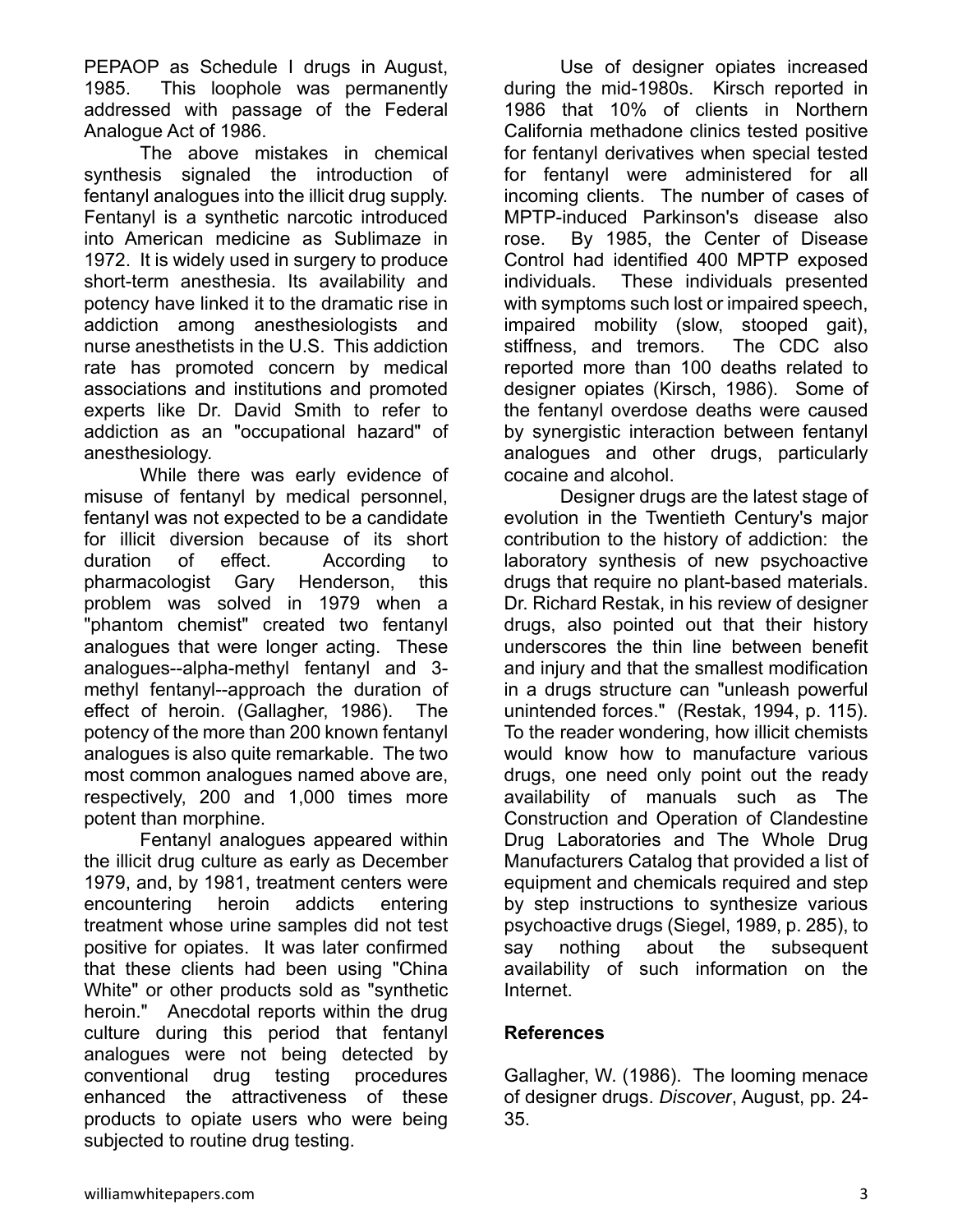PEPAOP as Schedule I drugs in August, 1985. This loophole was permanently addressed with passage of the Federal Analogue Act of 1986.

The above mistakes in chemical synthesis signaled the introduction of fentanyl analogues into the illicit drug supply. Fentanyl is a synthetic narcotic introduced into American medicine as Sublimaze in 1972. It is widely used in surgery to produce short-term anesthesia. Its availability and potency have linked it to the dramatic rise in addiction among anesthesiologists and nurse anesthetists in the U.S. This addiction rate has promoted concern by medical associations and institutions and promoted experts like Dr. David Smith to refer to addiction as an "occupational hazard" of anesthesiology.

While there was early evidence of misuse of fentanyl by medical personnel, fentanyl was not expected to be a candidate for illicit diversion because of its short duration of effect. According to pharmacologist Gary Henderson, this problem was solved in 1979 when a "phantom chemist" created two fentanyl analogues that were longer acting. These analogues--alpha-methyl fentanyl and 3-methyl fentanyl--approach the duration of effect of heroin. (Gallagher, 1986). The potency of the more than 200 known fentanyl analogues is also quite remarkable. The two most common analogues named above are, respectively, 200 and 1,000 times more potent than morphine.

Fentanyl analogues appeared within the illicit drug culture as early as December 1979, and, by 1981, treatment centers were encountering heroin addicts entering treatment whose urine samples did not test positive for opiates. It was later confirmed that these clients had been using "China White" or other products sold as "synthetic heroin." Anecdotal reports within the drug culture during this period that fentanyl analogues were not being detected by conventional drug testing procedures enhanced the attractiveness of these products to opiate users who were being subjected to routine drug testing.

Use of designer opiates increased during the mid-1980s. Kirsch reported in 1986 that 10% of clients in Northern California methadone clinics tested positive for fentanyl derivatives when special tested for fentanyl were administered for all incoming clients. The number of cases of MPTP-induced Parkinson's disease also rose. By 1985, the Center of Disease Control had identified 400 MPTP exposed individuals. These individuals presented with symptoms such lost or impaired speech, impaired mobility (slow, stooped gait), stiffness, and tremors. The CDC also reported more than 100 deaths related to designer opiates (Kirsch, 1986). Some of the fentanyl overdose deaths were caused by synergistic interaction between fentanyl analogues and other drugs, particularly cocaine and alcohol.

Designer drugs are the latest stage of evolution in the Twentieth Century's major contribution to the history of addiction: the laboratory synthesis of new psychoactive drugs that require no plant-based materials. Dr. Richard Restak, in his review of designer drugs, also pointed out that their history underscores the thin line between benefit and injury and that the smallest modification in a drugs structure can "unleash powerful unintended forces." (Restak, 1994, p. 115). To the reader wondering, how illicit chemists would know how to manufacture various drugs, one need only point out the ready availability of manuals such as The Construction and Operation of Clandestine Drug Laboratories and The Whole Drug Manufacturers Catalog that provided a list of equipment and chemicals required and step by step instructions to synthesize various psychoactive drugs (Siegel, 1989, p. 285), to say nothing about the subsequent availability of such information on the Internet.

## References

Gallagher, W. (1986). The looming menace of designer drugs. *Discover*, August, pp. 24-35.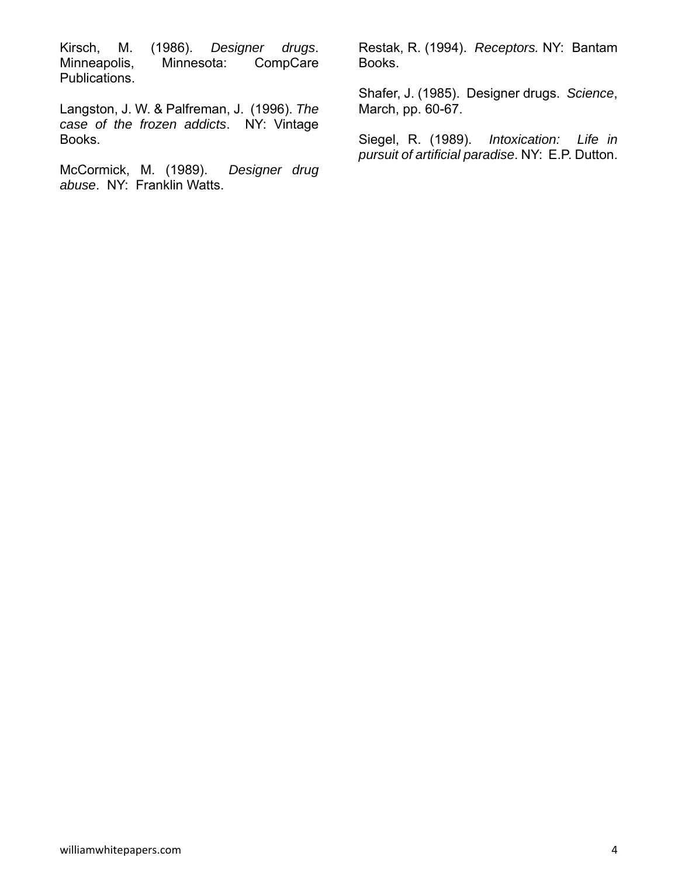Kirsch, M. (1986). *Designer drugs*. Minneapolis, Minnesota: CompCare Publications.

Langston, J. W. & Palfreman, J. (1996). *The case of the frozen addicts*. NY: Vintage Books.

McCormick, M. (1989). *Designer drug abuse*. NY: Franklin Watts.

Restak, R. (1994). *Receptors.* NY: Bantam Books.

Shafer, J. (1985). Designer drugs. *Science*, March, pp. 60-67.

Siegel, R. (1989). *Intoxication: Life in pursuit of artificial paradise*. NY: E.P. Dutton.